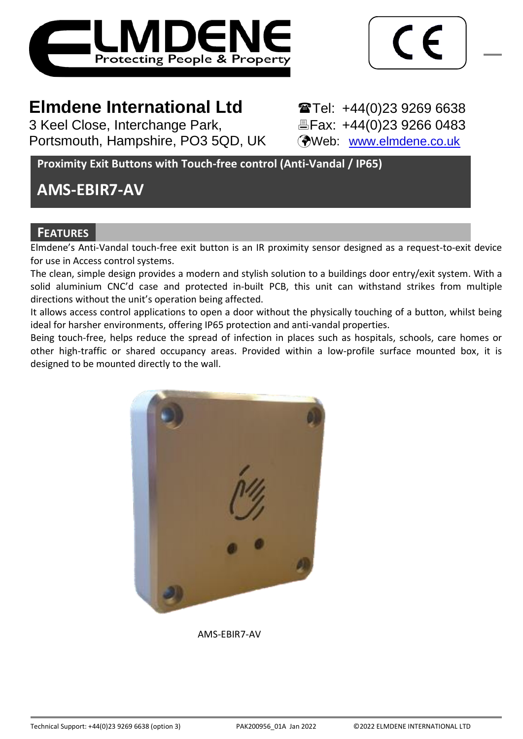**Elmdene International Ltd**

3 Keel Close, Interchange Park,
Portsmouth, Hampshire, PO3 5QD, UK

☎Tel: +44(0)23 9269 6638
🖷Fax: +44(0)23 9266 0483
Web: www.elmdene.co.uk

**Proximity Exit Buttons with Touch-free control (Anti-Vandal / IP65)**

# AMS-EBIR7-AV

## FEATURES

Elmdene's Anti-Vandal touch-free exit button is an IR proximity sensor designed as a request-to-exit device for use in Access control systems.

The clean, simple design provides a modern and stylish solution to a buildings door entry/exit system. With a solid aluminium CNC'd case and protected in-built PCB, this unit can withstand strikes from multiple directions without the unit's operation being affected.

It allows access control applications to open a door without the physically touching of a button, whilst being ideal for harsher environments, offering IP65 protection and anti-vandal properties.

Being touch-free, helps reduce the spread of infection in places such as hospitals, schools, care homes or other high-traffic or shared occupancy areas. Provided within a low-profile surface mounted box, it is designed to be mounted directly to the wall.

AMS-EBIR7-AV

Technical Support: +44(0)23 9269 6638 (option 3) PAK200956_01A Jan 2022 ©2022 ELMDENE INTERNATIONAL LTD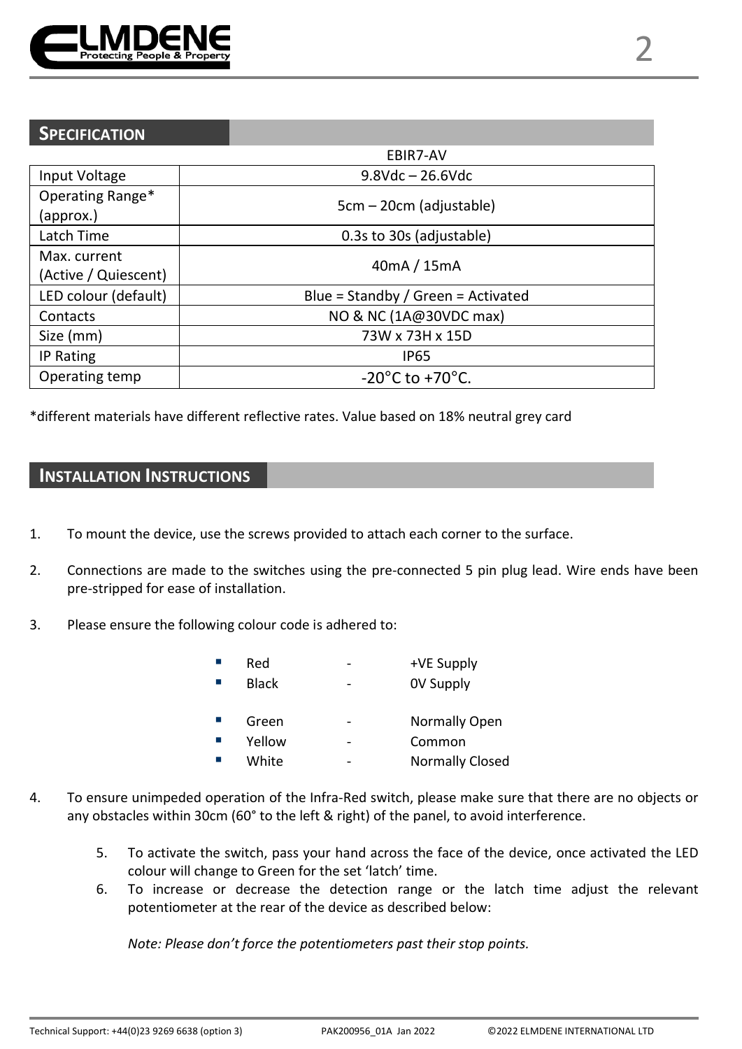## Specification

| | EBIR7-AV |
|---|---|
| Input Voltage | 9.8Vdc – 26.6Vdc |
| Operating Range* (approx.) | 5cm – 20cm (adjustable) |
| Latch Time | 0.3s to 30s (adjustable) |
| Max. current (Active / Quiescent) | 40mA / 15mA |
| LED colour (default) | Blue = Standby / Green = Activated |
| Contacts | NO & NC (1A@30VDC max) |
| Size (mm) | 73W x 73H x 15D |
| IP Rating | IP65 |
| Operating temp | -20°C to +70°C. |

*different materials have different reflective rates. Value based on 18% neutral grey card

## Installation Instructions

1. To mount the device, use the screws provided to attach each corner to the surface.
2. Connections are made to the switches using the pre-connected 5 pin plug lead. Wire ends have been pre-stripped for ease of installation.
3. Please ensure the following colour code is adhered to:

   - Red - +VE Supply
   - Black - 0V Supply

   - Green - Normally Open
   - Yellow - Common
   - White - Normally Closed

4. To ensure unimpeded operation of the Infra-Red switch, please make sure that there are no objects or any obstacles within 30cm (60° to the left & right) of the panel, to avoid interference.
5. To activate the switch, pass your hand across the face of the device, once activated the LED colour will change to Green for the set 'latch' time.
6. To increase or decrease the detection range or the latch time adjust the relevant potentiometer at the rear of the device as described below:

   *Note: Please don't force the potentiometers past their stop points.*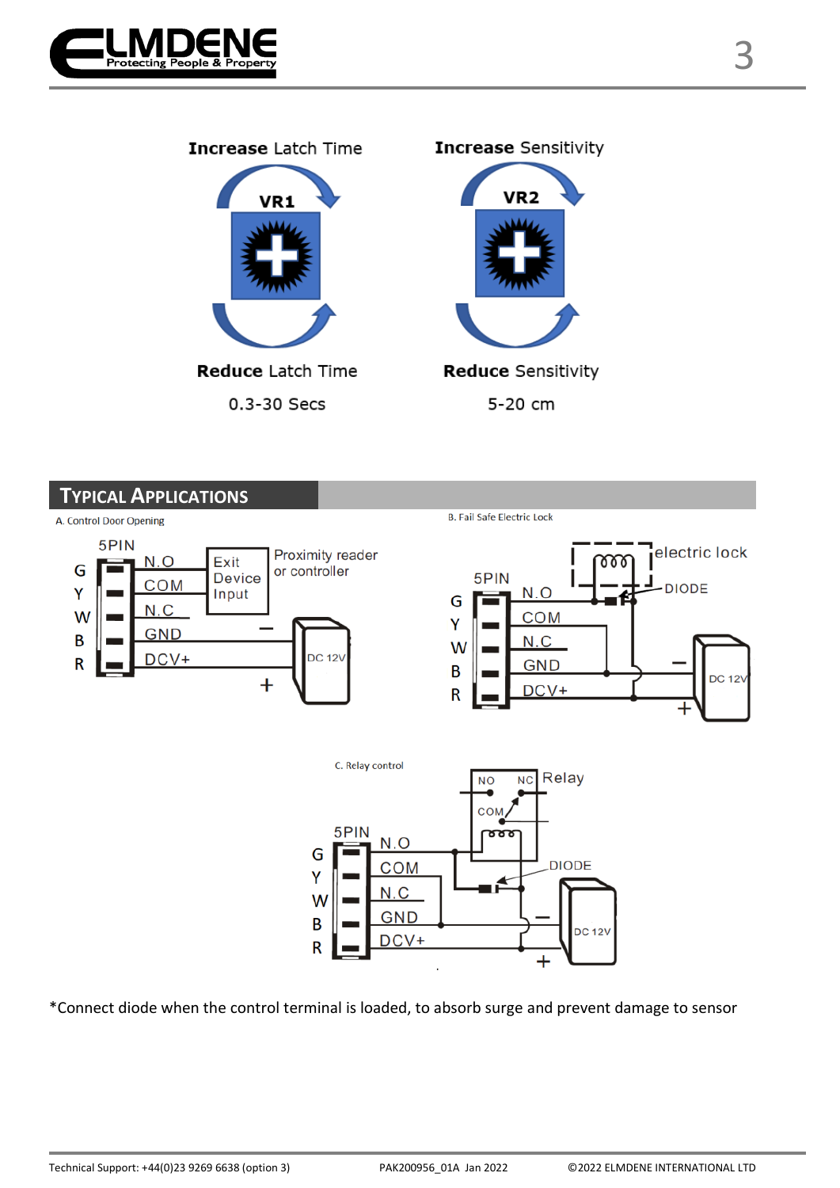Increase Latch Time

VR1

Reduce Latch Time

0.3-30 Secs

Increase Sensitivity

VR2

Reduce Sensitivity

5-20 cm

## Typical Applications

A. Control Door Opening

5PIN
G N.O
Y COM
W N.C
B GND
R DCV+

Exit Device Input

Proximity reader or controller

DC 12V

B. Fail Safe Electric Lock

electric lock

DIODE

5PIN
G N.O
Y COM
W N.C
B GND
R DCV+

DC 12V

C. Relay control

NO NC Relay

COM

DIODE

5PIN
G N.O
Y COM
W N.C
B GND
R DCV+

DC 12V

*Connect diode when the control terminal is loaded, to absorb surge and prevent damage to sensor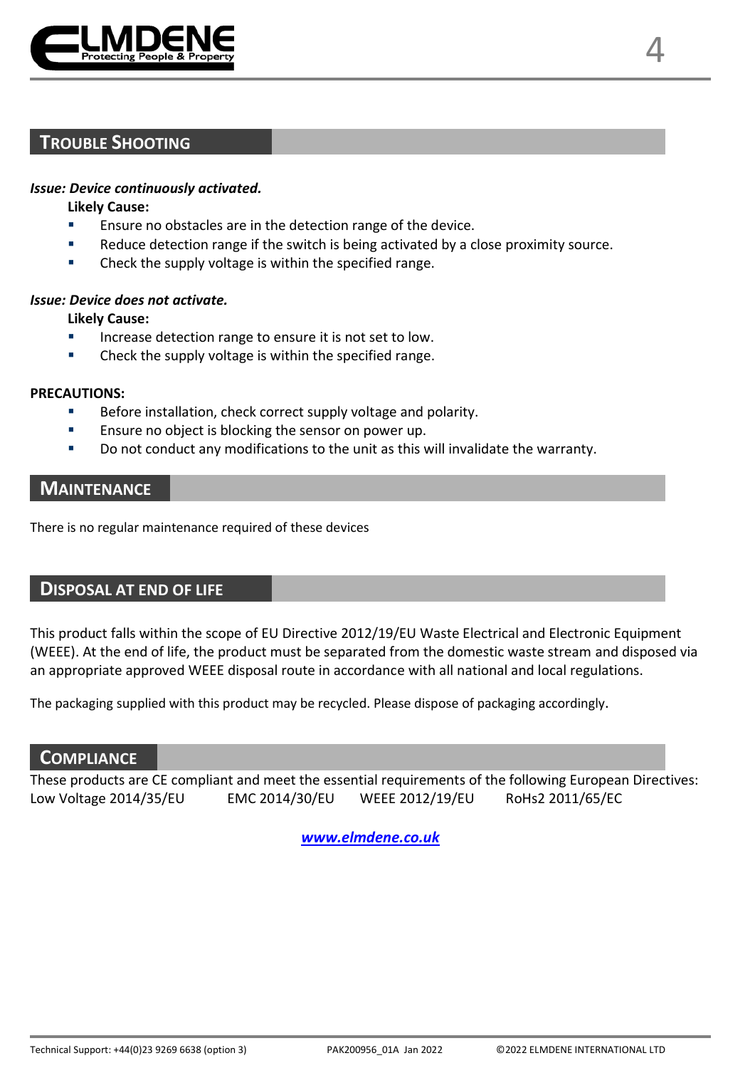## TROUBLE SHOOTING

***Issue: Device continuously activated.***

**Likely Cause:**

- Ensure no obstacles are in the detection range of the device.
- Reduce detection range if the switch is being activated by a close proximity source.
- Check the supply voltage is within the specified range.

***Issue: Device does not activate.***

**Likely Cause:**

- Increase detection range to ensure it is not set to low.
- Check the supply voltage is within the specified range.

**PRECAUTIONS:**

- Before installation, check correct supply voltage and polarity.
- Ensure no object is blocking the sensor on power up.
- Do not conduct any modifications to the unit as this will invalidate the warranty.

## MAINTENANCE

There is no regular maintenance required of these devices

## DISPOSAL AT END OF LIFE

This product falls within the scope of EU Directive 2012/19/EU Waste Electrical and Electronic Equipment (WEEE). At the end of life, the product must be separated from the domestic waste stream and disposed via an appropriate approved WEEE disposal route in accordance with all national and local regulations.

The packaging supplied with this product may be recycled. Please dispose of packaging accordingly.

## COMPLIANCE

These products are CE compliant and meet the essential requirements of the following European Directives:
Low Voltage 2014/35/EU    EMC 2014/30/EU    WEEE 2012/19/EU    RoHs2 2011/65/EC

***www.elmdene.co.uk***

Technical Support: +44(0)23 9269 6638 (option 3)    PAK200956_01A Jan 2022    ©2022 ELMDENE INTERNATIONAL LTD